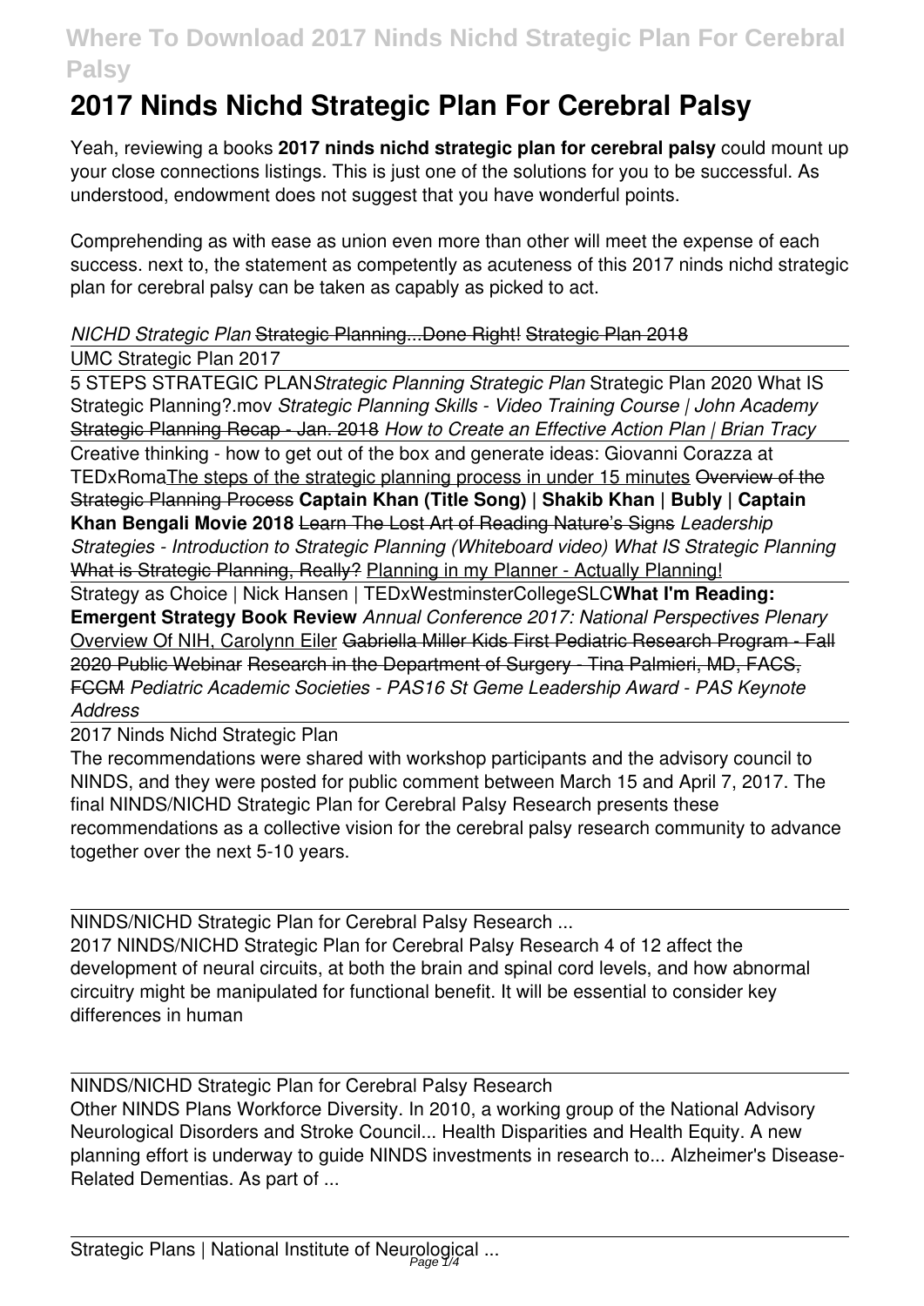# 2017 Ninds Nichd Strategic Plan For Cerebral Palsy

Yeah, reviewing a books **2017 ninds nichd strategic plan for cerebral palsy** could mount up your close connections listings. This is just one of the solutions for you to be successful. As understood, endowment does not suggest that you have wonderful points.

Comprehending as with ease as union even more than other will meet the expense of each success. next to, the statement as competently as acuteness of this 2017 ninds nichd strategic plan for cerebral palsy can be taken as capably as picked to act.

*NICHD Strategic Plan* ~~Strategic Planning...Done Right!~~ ~~Strategic Plan 2018~~

UMC Strategic Plan 2017

5 STEPS STRATEGIC PLAN *Strategic Planning Strategic Plan* Strategic Plan 2020 What IS Strategic Planning?.mov *Strategic Planning Skills - Video Training Course | John Academy* ~~Strategic Planning Recap - Jan. 2018~~ *How to Create an Effective Action Plan | Brian Tracy*

Creative thinking - how to get out of the box and generate ideas: Giovanni Corazza at TEDxRoma The steps of the strategic planning process in under 15 minutes ~~Overview of the Strategic Planning Process~~ **Captain Khan (Title Song) | Shakib Khan | Bubly | Captain Khan Bengali Movie 2018** ~~Learn The Lost Art of Reading Nature's Signs~~ *Leadership Strategies - Introduction to Strategic Planning (Whiteboard video) What IS Strategic Planning* ~~What is Strategic Planning, Really?~~ Planning in my Planner - Actually Planning!

Strategy as Choice | Nick Hansen | TEDxWestminsterCollegeSLC **What I'm Reading: Emergent Strategy Book Review** *Annual Conference 2017: National Perspectives Plenary* Overview Of NIH, Carolynn Eiler ~~Gabriella Miller Kids First Pediatric Research Program - Fall 2020 Public Webinar~~ ~~Research in the Department of Surgery - Tina Palmieri, MD, FACS, FCCM~~ *Pediatric Academic Societies - PAS16 St Geme Leadership Award - PAS Keynote Address*

## 2017 Ninds Nichd Strategic Plan

The recommendations were shared with workshop participants and the advisory council to NINDS, and they were posted for public comment between March 15 and April 7, 2017. The final NINDS/NICHD Strategic Plan for Cerebral Palsy Research presents these recommendations as a collective vision for the cerebral palsy research community to advance together over the next 5-10 years.

## NINDS/NICHD Strategic Plan for Cerebral Palsy Research ...

2017 NINDS/NICHD Strategic Plan for Cerebral Palsy Research 4 of 12 affect the development of neural circuits, at both the brain and spinal cord levels, and how abnormal circuitry might be manipulated for functional benefit. It will be essential to consider key differences in human

## NINDS/NICHD Strategic Plan for Cerebral Palsy Research

Other NINDS Plans Workforce Diversity. In 2010, a working group of the National Advisory Neurological Disorders and Stroke Council... Health Disparities and Health Equity. A new planning effort is underway to guide NINDS investments in research to... Alzheimer's Disease-Related Dementias. As part of ...

## Strategic Plans | National Institute of Neurological ...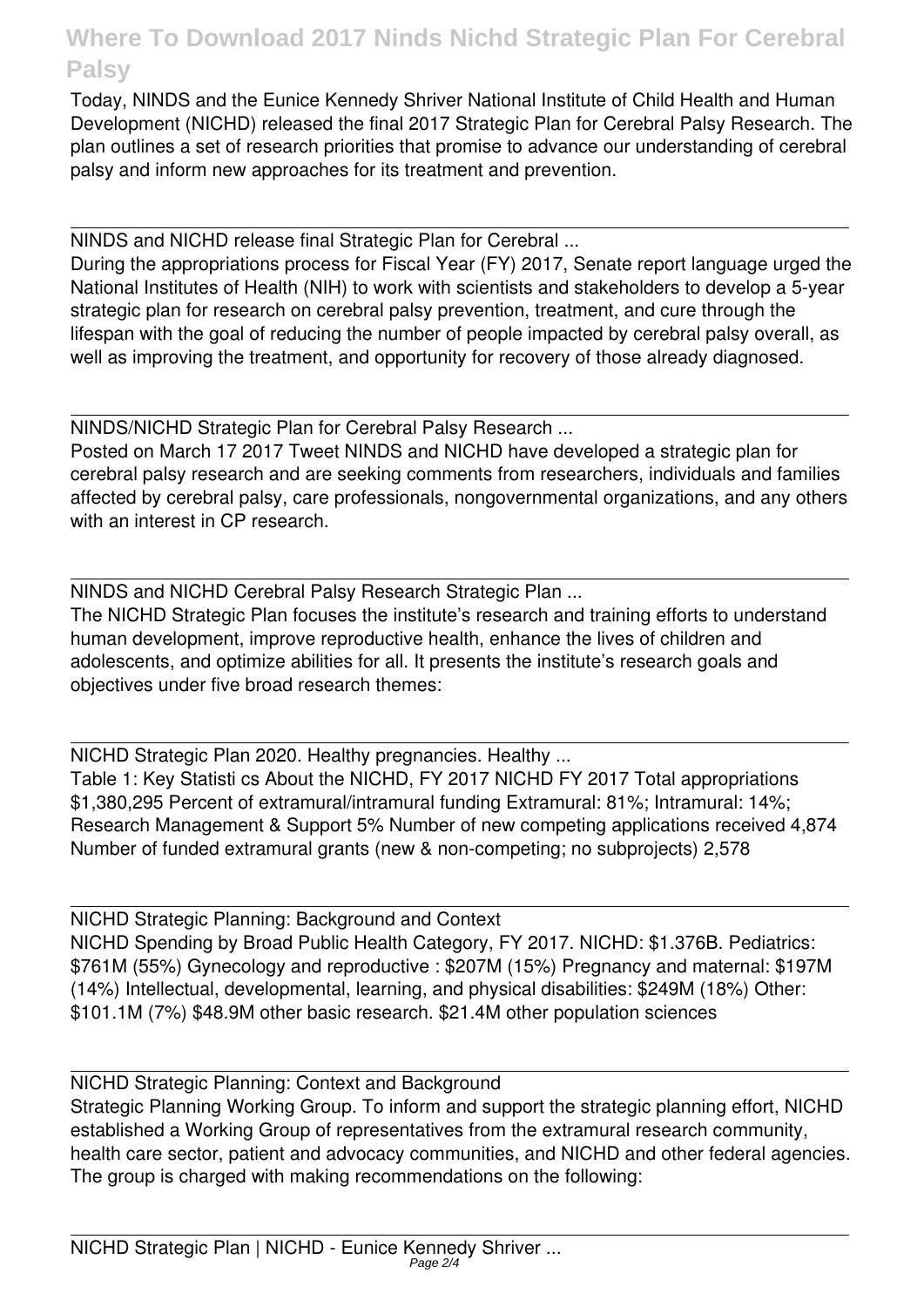Today, NINDS and the Eunice Kennedy Shriver National Institute of Child Health and Human Development (NICHD) released the final 2017 Strategic Plan for Cerebral Palsy Research. The plan outlines a set of research priorities that promise to advance our understanding of cerebral palsy and inform new approaches for its treatment and prevention.

NINDS and NICHD release final Strategic Plan for Cerebral ...

During the appropriations process for Fiscal Year (FY) 2017, Senate report language urged the National Institutes of Health (NIH) to work with scientists and stakeholders to develop a 5-year strategic plan for research on cerebral palsy prevention, treatment, and cure through the lifespan with the goal of reducing the number of people impacted by cerebral palsy overall, as well as improving the treatment, and opportunity for recovery of those already diagnosed.

NINDS/NICHD Strategic Plan for Cerebral Palsy Research ...

Posted on March 17 2017 Tweet NINDS and NICHD have developed a strategic plan for cerebral palsy research and are seeking comments from researchers, individuals and families affected by cerebral palsy, care professionals, nongovernmental organizations, and any others with an interest in CP research.

NINDS and NICHD Cerebral Palsy Research Strategic Plan ...

The NICHD Strategic Plan focuses the institute's research and training efforts to understand human development, improve reproductive health, enhance the lives of children and adolescents, and optimize abilities for all. It presents the institute's research goals and objectives under five broad research themes:

NICHD Strategic Plan 2020. Healthy pregnancies. Healthy ...

Table 1: Key Statisti cs About the NICHD, FY 2017 NICHD FY 2017 Total appropriations $1,380,295 Percent of extramural/intramural funding Extramural: 81%; Intramural: 14%; Research Management & Support 5% Number of new competing applications received 4,874 Number of funded extramural grants (new & non-competing; no subprojects) 2,578

NICHD Strategic Planning: Background and Context

NICHD Spending by Broad Public Health Category, FY 2017. NICHD: $1.376B. Pediatrics: $761M (55%) Gynecology and reproductive : $207M (15%) Pregnancy and maternal: $197M (14%) Intellectual, developmental, learning, and physical disabilities: $249M (18%) Other: $101.1M (7%) $48.9M other basic research. $21.4M other population sciences

NICHD Strategic Planning: Context and Background

Strategic Planning Working Group. To inform and support the strategic planning effort, NICHD established a Working Group of representatives from the extramural research community, health care sector, patient and advocacy communities, and NICHD and other federal agencies. The group is charged with making recommendations on the following:

NICHD Strategic Plan | NICHD - Eunice Kennedy Shriver ...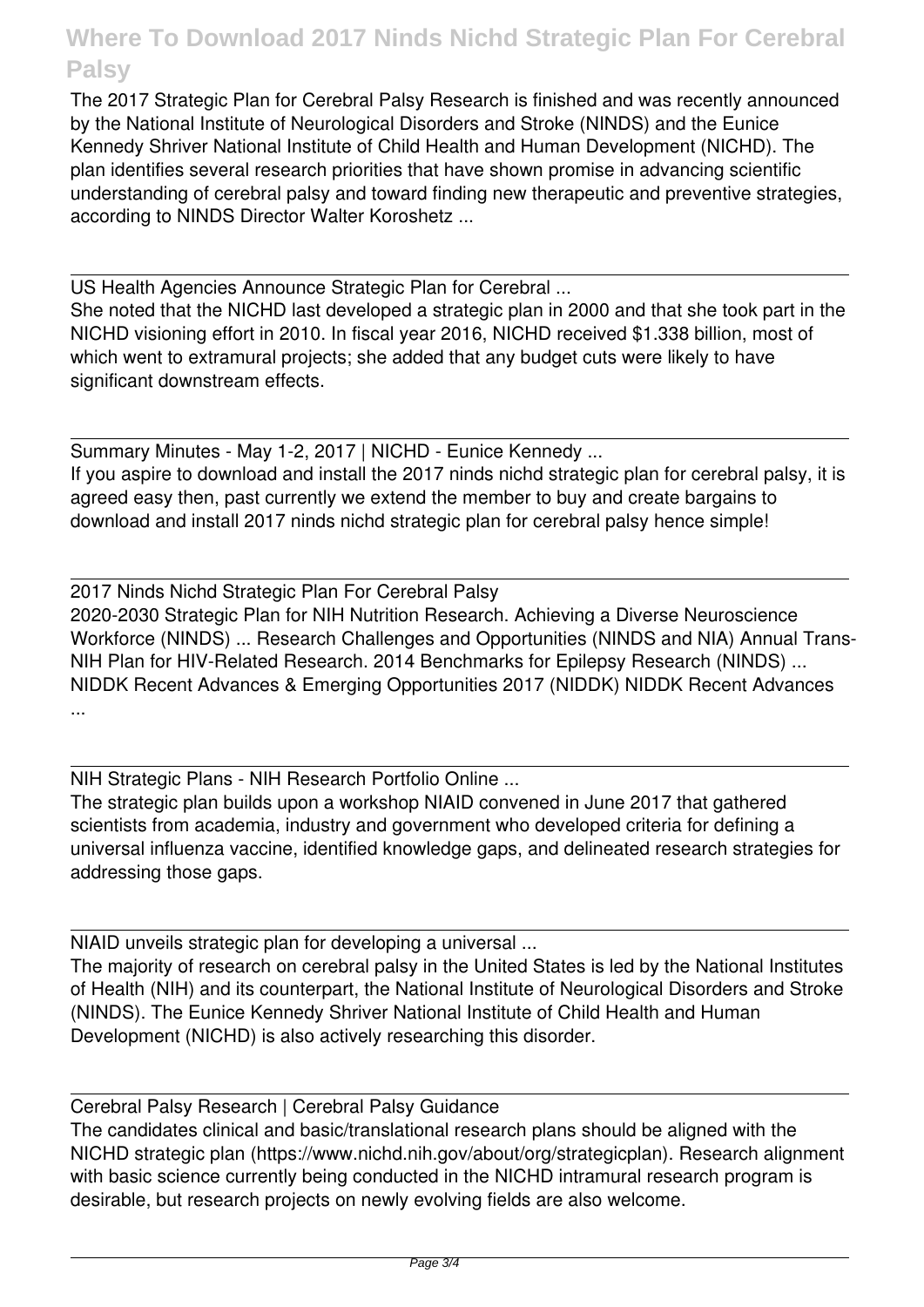The 2017 Strategic Plan for Cerebral Palsy Research is finished and was recently announced by the National Institute of Neurological Disorders and Stroke (NINDS) and the Eunice Kennedy Shriver National Institute of Child Health and Human Development (NICHD). The plan identifies several research priorities that have shown promise in advancing scientific understanding of cerebral palsy and toward finding new therapeutic and preventive strategies, according to NINDS Director Walter Koroshetz ...

US Health Agencies Announce Strategic Plan for Cerebral ...

She noted that the NICHD last developed a strategic plan in 2000 and that she took part in the NICHD visioning effort in 2010. In fiscal year 2016, NICHD received $1.338 billion, most of which went to extramural projects; she added that any budget cuts were likely to have significant downstream effects.

Summary Minutes - May 1-2, 2017 | NICHD - Eunice Kennedy ...

If you aspire to download and install the 2017 ninds nichd strategic plan for cerebral palsy, it is agreed easy then, past currently we extend the member to buy and create bargains to download and install 2017 ninds nichd strategic plan for cerebral palsy hence simple!

2017 Ninds Nichd Strategic Plan For Cerebral Palsy

2020-2030 Strategic Plan for NIH Nutrition Research. Achieving a Diverse Neuroscience Workforce (NINDS) ... Research Challenges and Opportunities (NINDS and NIA) Annual Trans-NIH Plan for HIV-Related Research. 2014 Benchmarks for Epilepsy Research (NINDS) ... NIDDK Recent Advances & Emerging Opportunities 2017 (NIDDK) NIDDK Recent Advances ...

NIH Strategic Plans - NIH Research Portfolio Online ...

The strategic plan builds upon a workshop NIAID convened in June 2017 that gathered scientists from academia, industry and government who developed criteria for defining a universal influenza vaccine, identified knowledge gaps, and delineated research strategies for addressing those gaps.

NIAID unveils strategic plan for developing a universal ...

The majority of research on cerebral palsy in the United States is led by the National Institutes of Health (NIH) and its counterpart, the National Institute of Neurological Disorders and Stroke (NINDS). The Eunice Kennedy Shriver National Institute of Child Health and Human Development (NICHD) is also actively researching this disorder.

Cerebral Palsy Research | Cerebral Palsy Guidance

The candidates clinical and basic/translational research plans should be aligned with the NICHD strategic plan (https://www.nichd.nih.gov/about/org/strategicplan). Research alignment with basic science currently being conducted in the NICHD intramural research program is desirable, but research projects on newly evolving fields are also welcome.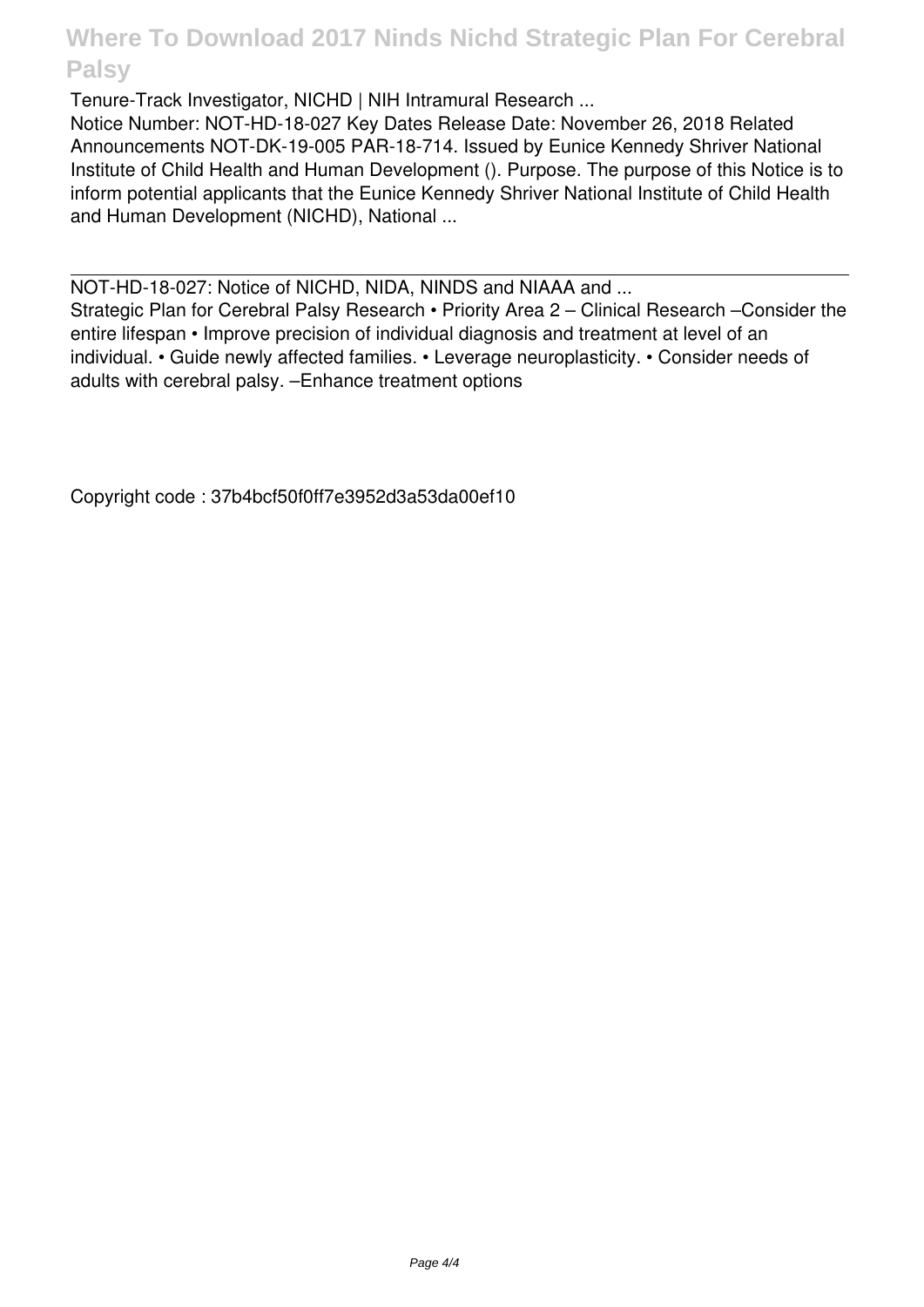Tenure-Track Investigator, NICHD | NIH Intramural Research ...

Notice Number: NOT-HD-18-027 Key Dates Release Date: November 26, 2018 Related Announcements NOT-DK-19-005 PAR-18-714. Issued by Eunice Kennedy Shriver National Institute of Child Health and Human Development (). Purpose. The purpose of this Notice is to inform potential applicants that the Eunice Kennedy Shriver National Institute of Child Health and Human Development (NICHD), National ...

---

NOT-HD-18-027: Notice of NICHD, NIDA, NINDS and NIAAA and ...

Strategic Plan for Cerebral Palsy Research • Priority Area 2 – Clinical Research –Consider the entire lifespan • Improve precision of individual diagnosis and treatment at level of an individual. • Guide newly affected families. • Leverage neuroplasticity. • Consider needs of adults with cerebral palsy. –Enhance treatment options

Copyright code : 37b4bcf50f0ff7e3952d3a53da00ef10